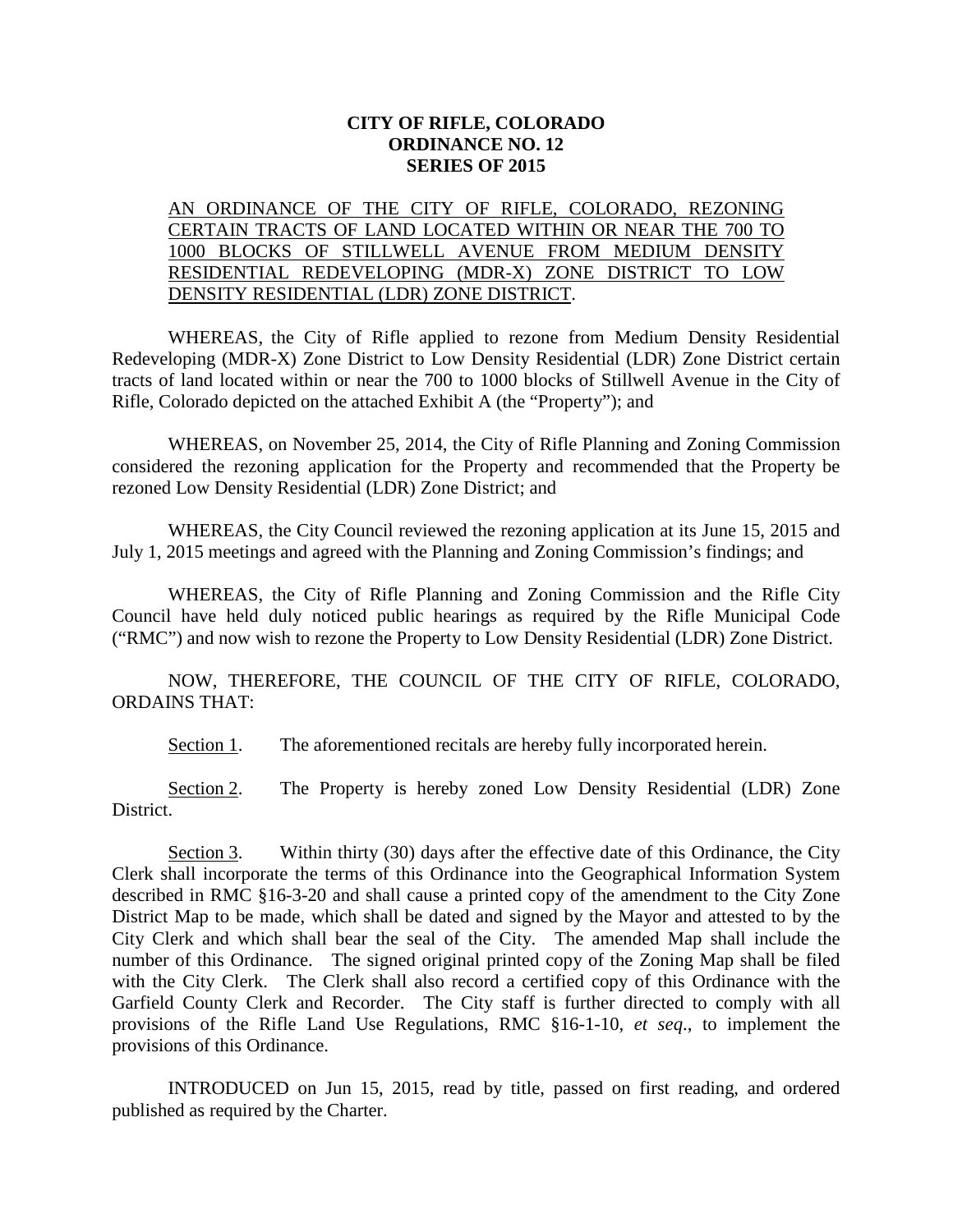# CITY OF RIFLE, COLORADO
# ORDINANCE NO. 12
# SERIES OF 2015

AN ORDINANCE OF THE CITY OF RIFLE, COLORADO, REZONING CERTAIN TRACTS OF LAND LOCATED WITHIN OR NEAR THE 700 TO 1000 BLOCKS OF STILLWELL AVENUE FROM MEDIUM DENSITY RESIDENTIAL REDEVELOPING (MDR-X) ZONE DISTRICT TO LOW DENSITY RESIDENTIAL (LDR) ZONE DISTRICT.

WHEREAS, the City of Rifle applied to rezone from Medium Density Residential Redeveloping (MDR-X) Zone District to Low Density Residential (LDR) Zone District certain tracts of land located within or near the 700 to 1000 blocks of Stillwell Avenue in the City of Rifle, Colorado depicted on the attached Exhibit A (the "Property"); and

WHEREAS, on November 25, 2014, the City of Rifle Planning and Zoning Commission considered the rezoning application for the Property and recommended that the Property be rezoned Low Density Residential (LDR) Zone District; and

WHEREAS, the City Council reviewed the rezoning application at its June 15, 2015 and July 1, 2015 meetings and agreed with the Planning and Zoning Commission's findings; and

WHEREAS, the City of Rifle Planning and Zoning Commission and the Rifle City Council have held duly noticed public hearings as required by the Rifle Municipal Code ("RMC") and now wish to rezone the Property to Low Density Residential (LDR) Zone District.

NOW, THEREFORE, THE COUNCIL OF THE CITY OF RIFLE, COLORADO, ORDAINS THAT:

Section 1. The aforementioned recitals are hereby fully incorporated herein.

Section 2. The Property is hereby zoned Low Density Residential (LDR) Zone District.

Section 3. Within thirty (30) days after the effective date of this Ordinance, the City Clerk shall incorporate the terms of this Ordinance into the Geographical Information System described in RMC §16-3-20 and shall cause a printed copy of the amendment to the City Zone District Map to be made, which shall be dated and signed by the Mayor and attested to by the City Clerk and which shall bear the seal of the City. The amended Map shall include the number of this Ordinance. The signed original printed copy of the Zoning Map shall be filed with the City Clerk. The Clerk shall also record a certified copy of this Ordinance with the Garfield County Clerk and Recorder. The City staff is further directed to comply with all provisions of the Rifle Land Use Regulations, RMC §16-1-10, *et seq*., to implement the provisions of this Ordinance.

INTRODUCED on Jun 15, 2015, read by title, passed on first reading, and ordered published as required by the Charter.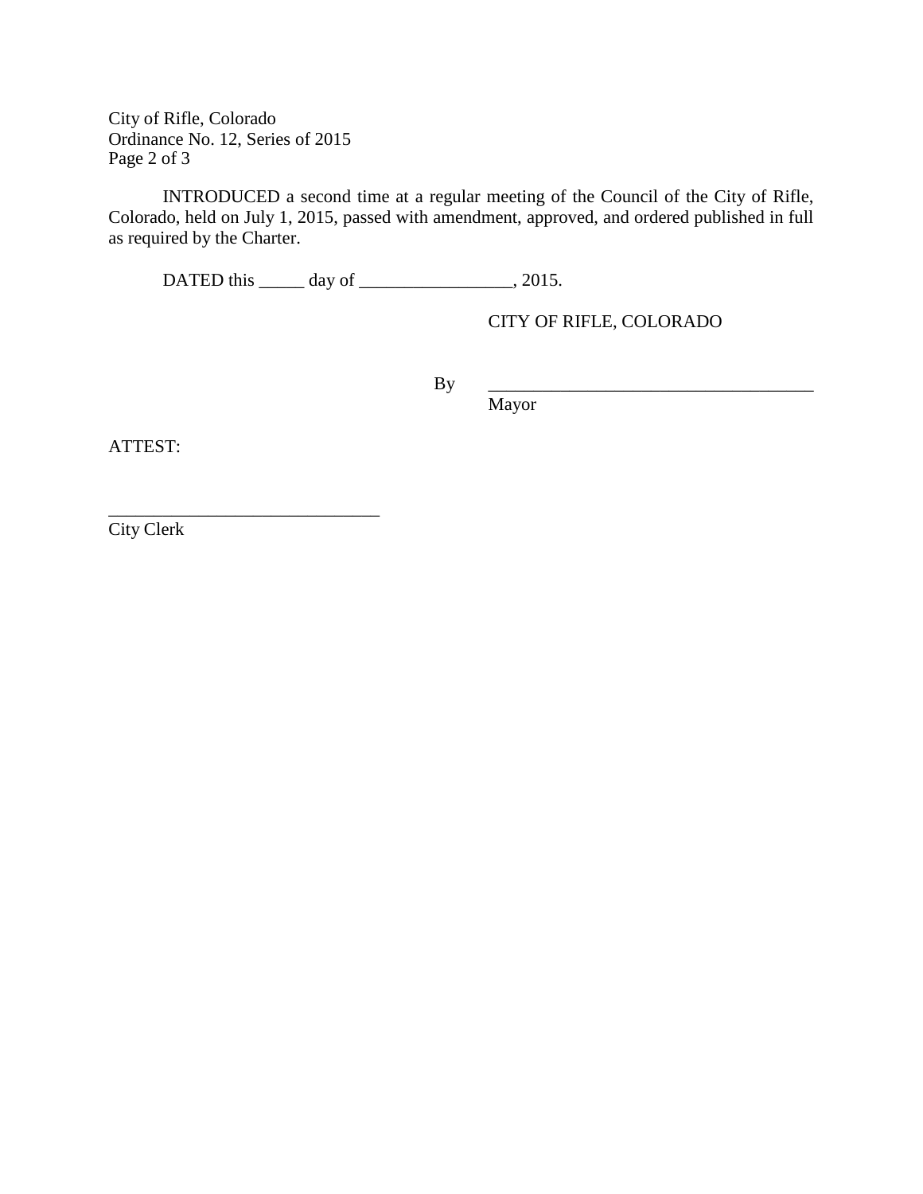INTRODUCED a second time at a regular meeting of the Council of the City of Rifle, Colorado, held on July 1, 2015, passed with amendment, approved, and ordered published in full as required by the Charter.

DATED this _____ day of _________________, 2015.

CITY OF RIFLE, COLORADO

By _____________________________________
Mayor

ATTEST:

______________________________
City Clerk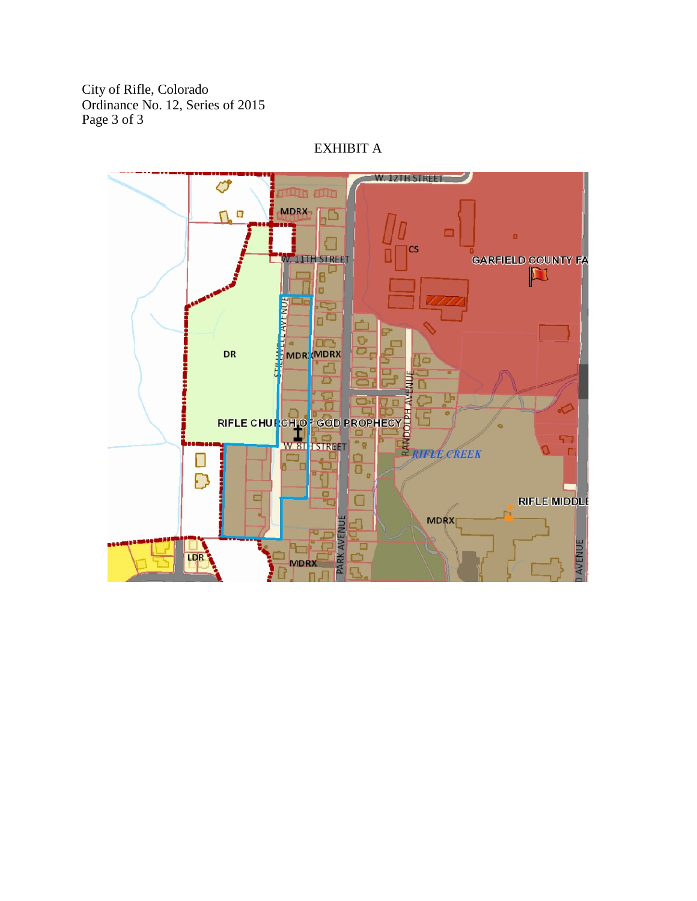# EXHIBIT A

W. 12TH STREET

MDRX

CS

GARFIELD COUNTY FA

W. 11TH STREET

STILLWELL AVENUE

DR

MDRX

MDRX

RANDOLPH AVENUE

RIFLE CHURCH OF GOD PROPHECY

W. 8TH STREET

RIFLE CREEK

RIFLE MIDDLE

MDRX

PARK AVENUE

LDR

MDRX

D AVENUE